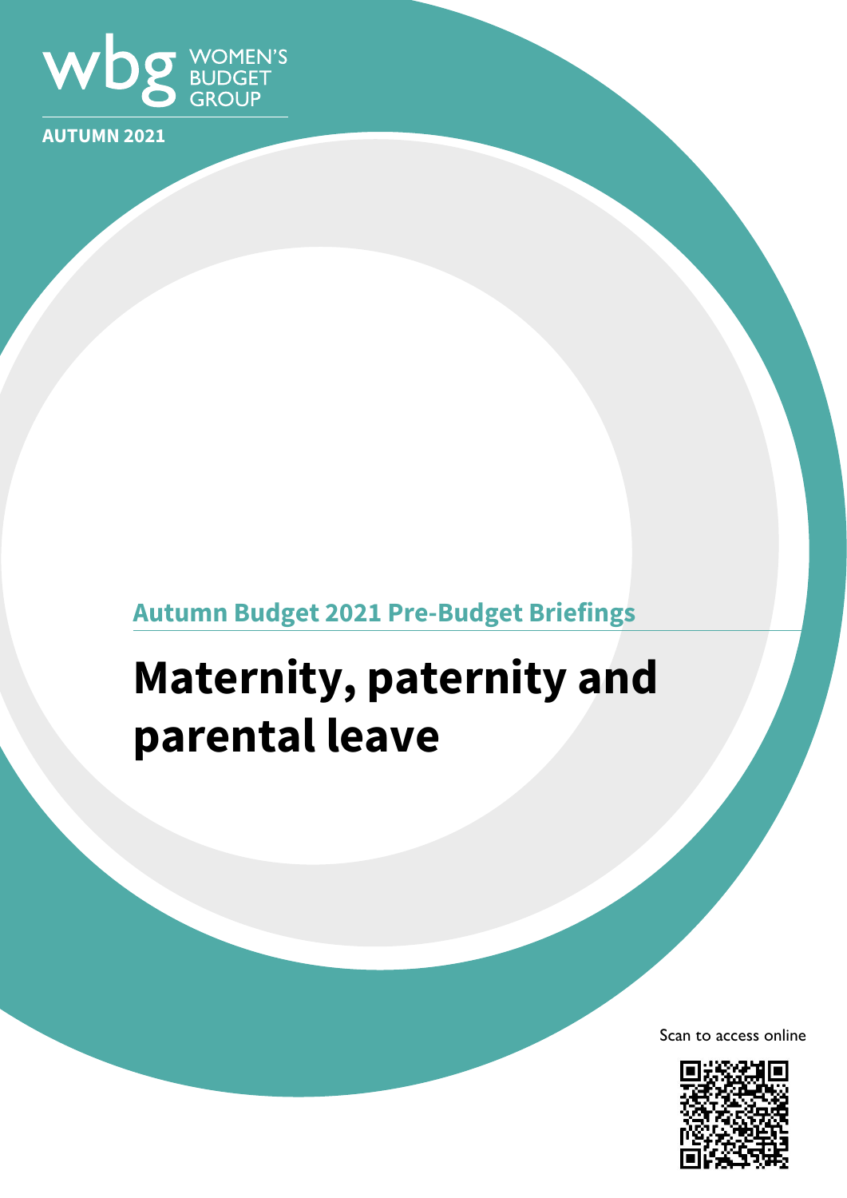wbg WOMEN'S BUDGET GROUP

**AUTUMN 2021**

## Autumn Budget 2021 Pre-Budget Briefings

# Maternity, paternity and parental leave

Scan to access online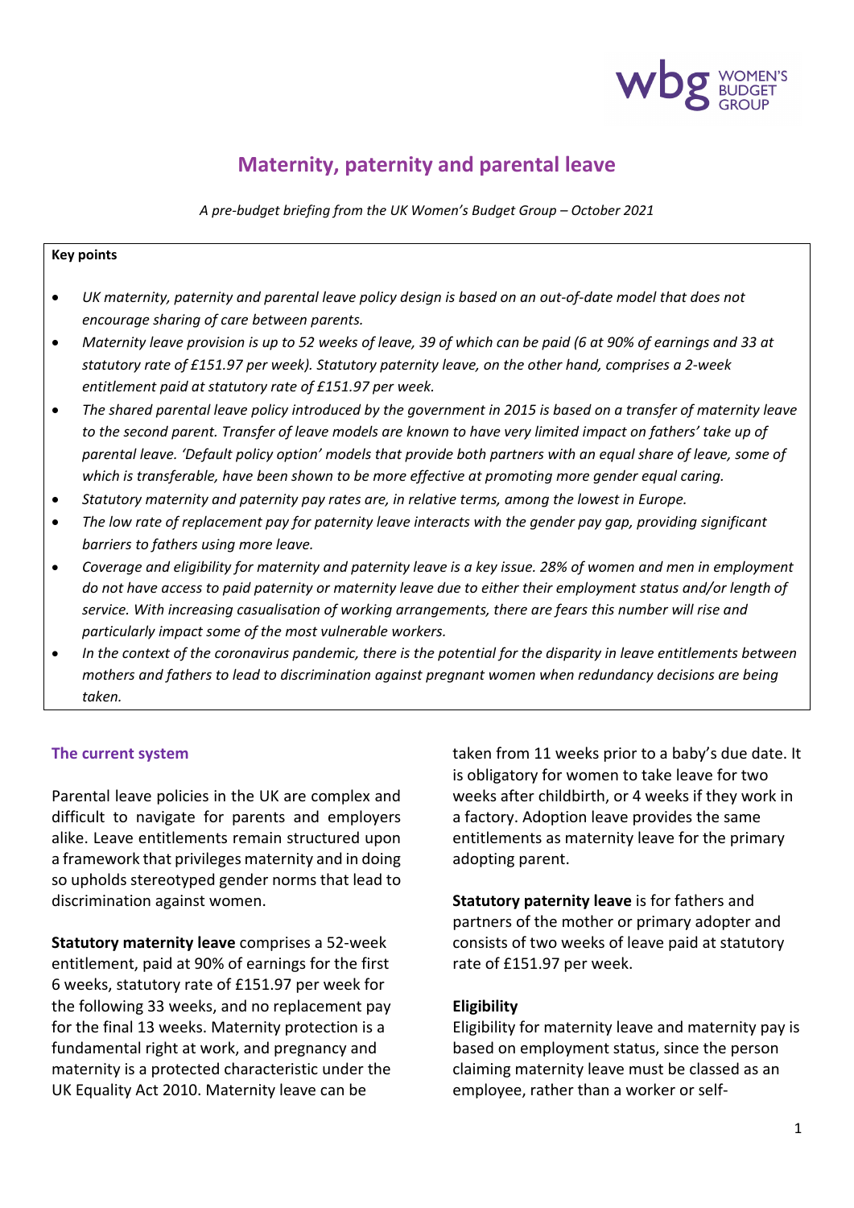# Maternity, paternity and parental leave

*A pre-budget briefing from the UK Women's Budget Group – October 2021*

**Key points**

- *UK maternity, paternity and parental leave policy design is based on an out-of-date model that does not encourage sharing of care between parents.*
- *Maternity leave provision is up to 52 weeks of leave, 39 of which can be paid (6 at 90% of earnings and 33 at statutory rate of £151.97 per week). Statutory paternity leave, on the other hand, comprises a 2-week entitlement paid at statutory rate of £151.97 per week.*
- *The shared parental leave policy introduced by the government in 2015 is based on a transfer of maternity leave to the second parent. Transfer of leave models are known to have very limited impact on fathers' take up of parental leave. 'Default policy option' models that provide both partners with an equal share of leave, some of which is transferable, have been shown to be more effective at promoting more gender equal caring.*
- *Statutory maternity and paternity pay rates are, in relative terms, among the lowest in Europe.*
- *The low rate of replacement pay for paternity leave interacts with the gender pay gap, providing significant barriers to fathers using more leave.*
- *Coverage and eligibility for maternity and paternity leave is a key issue. 28% of women and men in employment do not have access to paid paternity or maternity leave due to either their employment status and/or length of service. With increasing casualisation of working arrangements, there are fears this number will rise and particularly impact some of the most vulnerable workers.*
- *In the context of the coronavirus pandemic, there is the potential for the disparity in leave entitlements between mothers and fathers to lead to discrimination against pregnant women when redundancy decisions are being taken.*

## The current system

Parental leave policies in the UK are complex and difficult to navigate for parents and employers alike. Leave entitlements remain structured upon a framework that privileges maternity and in doing so upholds stereotyped gender norms that lead to discrimination against women.

**Statutory maternity leave** comprises a 52-week entitlement, paid at 90% of earnings for the first 6 weeks, statutory rate of £151.97 per week for the following 33 weeks, and no replacement pay for the final 13 weeks. Maternity protection is a fundamental right at work, and pregnancy and maternity is a protected characteristic under the UK Equality Act 2010. Maternity leave can be taken from 11 weeks prior to a baby's due date. It is obligatory for women to take leave for two weeks after childbirth, or 4 weeks if they work in a factory. Adoption leave provides the same entitlements as maternity leave for the primary adopting parent.

**Statutory paternity leave** is for fathers and partners of the mother or primary adopter and consists of two weeks of leave paid at statutory rate of £151.97 per week.

**Eligibility**

Eligibility for maternity leave and maternity pay is based on employment status, since the person claiming maternity leave must be classed as an employee, rather than a worker or self-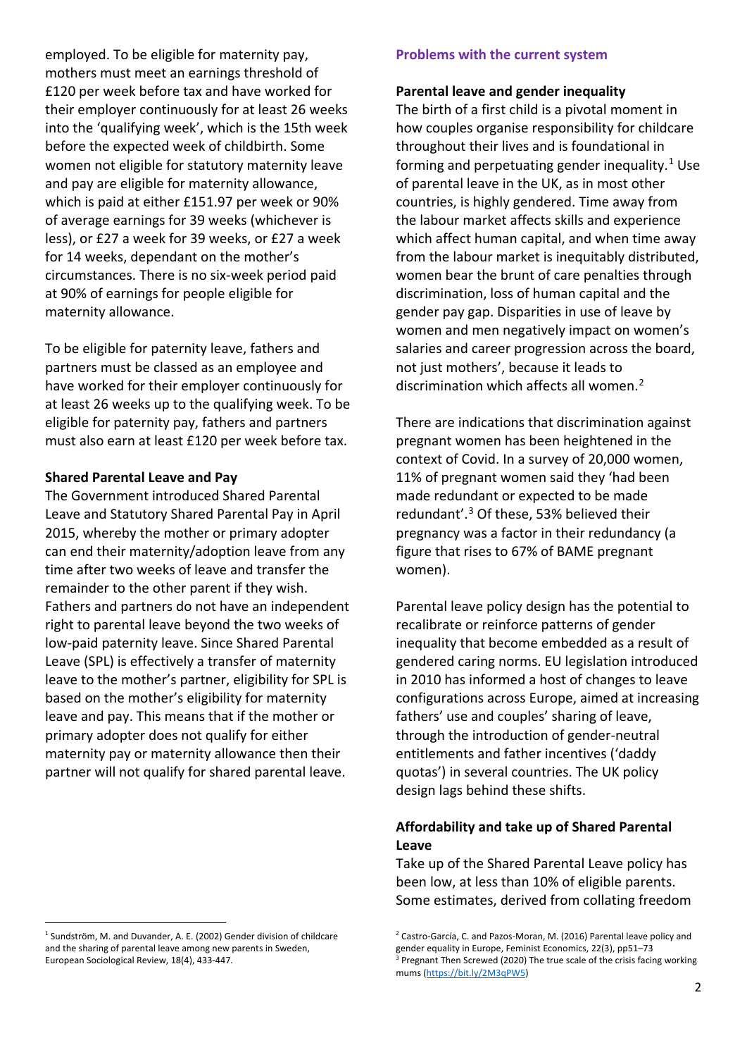employed. To be eligible for maternity pay, mothers must meet an earnings threshold of £120 per week before tax and have worked for their employer continuously for at least 26 weeks into the 'qualifying week', which is the 15th week before the expected week of childbirth. Some women not eligible for statutory maternity leave and pay are eligible for maternity allowance, which is paid at either £151.97 per week or 90% of average earnings for 39 weeks (whichever is less), or £27 a week for 39 weeks, or £27 a week for 14 weeks, dependant on the mother's circumstances. There is no six-week period paid at 90% of earnings for people eligible for maternity allowance.

To be eligible for paternity leave, fathers and partners must be classed as an employee and have worked for their employer continuously for at least 26 weeks up to the qualifying week. To be eligible for paternity pay, fathers and partners must also earn at least £120 per week before tax.

**Shared Parental Leave and Pay**

The Government introduced Shared Parental Leave and Statutory Shared Parental Pay in April 2015, whereby the mother or primary adopter can end their maternity/adoption leave from any time after two weeks of leave and transfer the remainder to the other parent if they wish. Fathers and partners do not have an independent right to parental leave beyond the two weeks of low-paid paternity leave. Since Shared Parental Leave (SPL) is effectively a transfer of maternity leave to the mother's partner, eligibility for SPL is based on the mother's eligibility for maternity leave and pay. This means that if the mother or primary adopter does not qualify for either maternity pay or maternity allowance then their partner will not qualify for shared parental leave.

## Problems with the current system

**Parental leave and gender inequality**

The birth of a first child is a pivotal moment in how couples organise responsibility for childcare throughout their lives and is foundational in forming and perpetuating gender inequality.[1] Use of parental leave in the UK, as in most other countries, is highly gendered. Time away from the labour market affects skills and experience which affect human capital, and when time away from the labour market is inequitably distributed, women bear the brunt of care penalties through discrimination, loss of human capital and the gender pay gap. Disparities in use of leave by women and men negatively impact on women's salaries and career progression across the board, not just mothers', because it leads to discrimination which affects all women.[2]

There are indications that discrimination against pregnant women has been heightened in the context of Covid. In a survey of 20,000 women, 11% of pregnant women said they 'had been made redundant or expected to be made redundant'.[3] Of these, 53% believed their pregnancy was a factor in their redundancy (a figure that rises to 67% of BAME pregnant women).

Parental leave policy design has the potential to recalibrate or reinforce patterns of gender inequality that become embedded as a result of gendered caring norms. EU legislation introduced in 2010 has informed a host of changes to leave configurations across Europe, aimed at increasing fathers' use and couples' sharing of leave, through the introduction of gender-neutral entitlements and father incentives ('daddy quotas') in several countries. The UK policy design lags behind these shifts.

**Affordability and take up of Shared Parental Leave**

Take up of the Shared Parental Leave policy has been low, at less than 10% of eligible parents. Some estimates, derived from collating freedom

---

[1] Sundström, M. and Duvander, A. E. (2002) Gender division of childcare and the sharing of parental leave among new parents in Sweden, European Sociological Review, 18(4), 433-447.

[2] Castro-García, C. and Pazos-Moran, M. (2016) Parental leave policy and gender equality in Europe, Feminist Economics, 22(3), pp51–73

[3] Pregnant Then Screwed (2020) The true scale of the crisis facing working mums (https://bit.ly/2M3qPW5)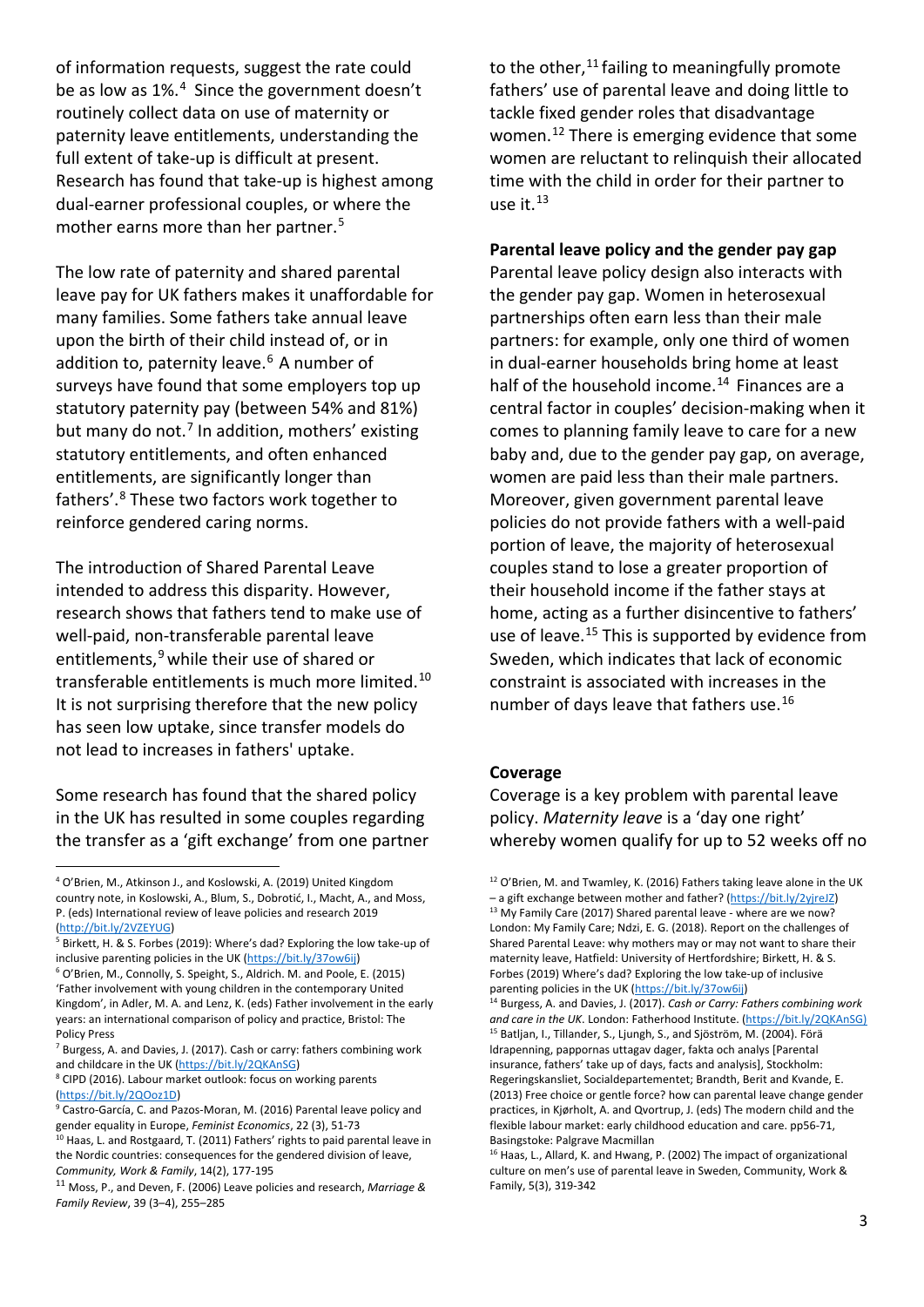of information requests, suggest the rate could be as low as 1%.[4] Since the government doesn't routinely collect data on use of maternity or paternity leave entitlements, understanding the full extent of take-up is difficult at present. Research has found that take-up is highest among dual-earner professional couples, or where the mother earns more than her partner.[5]

The low rate of paternity and shared parental leave pay for UK fathers makes it unaffordable for many families. Some fathers take annual leave upon the birth of their child instead of, or in addition to, paternity leave.[6] A number of surveys have found that some employers top up statutory paternity pay (between 54% and 81%) but many do not.[7] In addition, mothers' existing statutory entitlements, and often enhanced entitlements, are significantly longer than fathers'.[8] These two factors work together to reinforce gendered caring norms.

The introduction of Shared Parental Leave intended to address this disparity. However, research shows that fathers tend to make use of well-paid, non-transferable parental leave entitlements,[9] while their use of shared or transferable entitlements is much more limited.[10] It is not surprising therefore that the new policy has seen low uptake, since transfer models do not lead to increases in fathers' uptake.

Some research has found that the shared policy in the UK has resulted in some couples regarding the transfer as a 'gift exchange' from one partner to the other,[11] failing to meaningfully promote fathers' use of parental leave and doing little to tackle fixed gender roles that disadvantage women.[12] There is emerging evidence that some women are reluctant to relinquish their allocated time with the child in order for their partner to use it.[13]

**Parental leave policy and the gender pay gap**

Parental leave policy design also interacts with the gender pay gap. Women in heterosexual partnerships often earn less than their male partners: for example, only one third of women in dual-earner households bring home at least half of the household income.[14] Finances are a central factor in couples' decision-making when it comes to planning family leave to care for a new baby and, due to the gender pay gap, on average, women are paid less than their male partners. Moreover, given government parental leave policies do not provide fathers with a well-paid portion of leave, the majority of heterosexual couples stand to lose a greater proportion of their household income if the father stays at home, acting as a further disincentive to fathers' use of leave.[15] This is supported by evidence from Sweden, which indicates that lack of economic constraint is associated with increases in the number of days leave that fathers use.[16]

**Coverage**

Coverage is a key problem with parental leave policy. *Maternity leave* is a 'day one right' whereby women qualify for up to 52 weeks off no

---

[4] O'Brien, M., Atkinson J., and Koslowski, A. (2019) United Kingdom country note, in Koslowski, A., Blum, S., Dobrotić, I., Macht, A., and Moss, P. (eds) International review of leave policies and research 2019 (http://bit.ly/2VZEYUG)

[5] Birkett, H. & S. Forbes (2019): Where's dad? Exploring the low take-up of inclusive parenting policies in the UK (https://bit.ly/37ow6ij)

[6] O'Brien, M., Connolly, S. Speight, S., Aldrich. M. and Poole, E. (2015) 'Father involvement with young children in the contemporary United Kingdom', in Adler, M. A. and Lenz, K. (eds) Father involvement in the early years: an international comparison of policy and practice, Bristol: The Policy Press

[7] Burgess, A. and Davies, J. (2017). Cash or carry: fathers combining work and childcare in the UK (https://bit.ly/2QKAnSG)

[8] CIPD (2016). Labour market outlook: focus on working parents (https://bit.ly/2QOoz1D)

[9] Castro-García, C. and Pazos-Moran, M. (2016) Parental leave policy and gender equality in Europe, *Feminist Economics*, 22 (3), 51-73

[10] Haas, L. and Rostgaard, T. (2011) Fathers' rights to paid parental leave in the Nordic countries: consequences for the gendered division of leave, *Community, Work & Family*, 14(2), 177-195

[11] Moss, P., and Deven, F. (2006) Leave policies and research, *Marriage & Family Review*, 39 (3–4), 255–285

[12] O'Brien, M. and Twamley, K. (2016) Fathers taking leave alone in the UK – a gift exchange between mother and father? (https://bit.ly/2yjreJZ)

[13] My Family Care (2017) Shared parental leave - where are we now? London: My Family Care; Ndzi, E. G. (2018). Report on the challenges of Shared Parental Leave: why mothers may or may not want to share their maternity leave, Hatfield: University of Hertfordshire; Birkett, H. & S. Forbes (2019) Where's dad? Exploring the low take-up of inclusive parenting policies in the UK (https://bit.ly/37ow6ij)

[14] Burgess, A. and Davies, J. (2017). *Cash or Carry: Fathers combining work and care in the UK*. London: Fatherhood Institute. (https://bit.ly/2QKAnSG)

[15] Batljan, I., Tillander, S., Ljungh, S., and Sjöström, M. (2004). Förä ldrapenning, pappornas uttagav dager, fakta och analys [Parental insurance, fathers' take up of days, facts and analysis], Stockholm: Regeringskansliet, Socialdepartementet; Brandth, Berit and Kvande, E. (2013) Free choice or gentle force? how can parental leave change gender practices, in Kjørholt, A. and Qvortrup, J. (eds) The modern child and the flexible labour market: early childhood education and care. pp56-71, Basingstoke: Palgrave Macmillan

[16] Haas, L., Allard, K. and Hwang, P. (2002) The impact of organizational culture on men's use of parental leave in Sweden, Community, Work & Family, 5(3), 319-342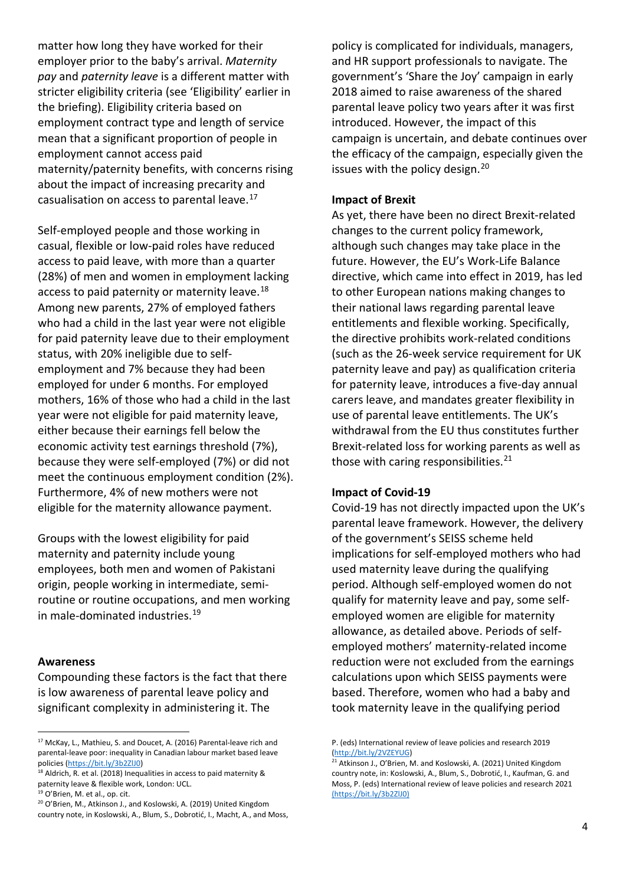matter how long they have worked for their employer prior to the baby's arrival. *Maternity pay* and *paternity leave* is a different matter with stricter eligibility criteria (see 'Eligibility' earlier in the briefing). Eligibility criteria based on employment contract type and length of service mean that a significant proportion of people in employment cannot access paid maternity/paternity benefits, with concerns rising about the impact of increasing precarity and casualisation on access to parental leave.[17]

Self-employed people and those working in casual, flexible or low-paid roles have reduced access to paid leave, with more than a quarter (28%) of men and women in employment lacking access to paid paternity or maternity leave.[18] Among new parents, 27% of employed fathers who had a child in the last year were not eligible for paid paternity leave due to their employment status, with 20% ineligible due to self-employment and 7% because they had been employed for under 6 months. For employed mothers, 16% of those who had a child in the last year were not eligible for paid maternity leave, either because their earnings fell below the economic activity test earnings threshold (7%), because they were self-employed (7%) or did not meet the continuous employment condition (2%). Furthermore, 4% of new mothers were not eligible for the maternity allowance payment.

Groups with the lowest eligibility for paid maternity and paternity include young employees, both men and women of Pakistani origin, people working in intermediate, semi-routine or routine occupations, and men working in male-dominated industries.[19]

**Awareness**

Compounding these factors is the fact that there is low awareness of parental leave policy and significant complexity in administering it. The policy is complicated for individuals, managers, and HR support professionals to navigate. The government's 'Share the Joy' campaign in early 2018 aimed to raise awareness of the shared parental leave policy two years after it was first introduced. However, the impact of this campaign is uncertain, and debate continues over the efficacy of the campaign, especially given the issues with the policy design.[20]

**Impact of Brexit**

As yet, there have been no direct Brexit-related changes to the current policy framework, although such changes may take place in the future. However, the EU's Work-Life Balance directive, which came into effect in 2019, has led to other European nations making changes to their national laws regarding parental leave entitlements and flexible working. Specifically, the directive prohibits work-related conditions (such as the 26-week service requirement for UK paternity leave and pay) as qualification criteria for paternity leave, introduces a five-day annual carers leave, and mandates greater flexibility in use of parental leave entitlements. The UK's withdrawal from the EU thus constitutes further Brexit-related loss for working parents as well as those with caring responsibilities.[21]

**Impact of Covid-19**

Covid-19 has not directly impacted upon the UK's parental leave framework. However, the delivery of the government's SEISS scheme held implications for self-employed mothers who had used maternity leave during the qualifying period. Although self-employed women do not qualify for maternity leave and pay, some self-employed women are eligible for maternity allowance, as detailed above. Periods of self-employed mothers' maternity-related income reduction were not excluded from the earnings calculations upon which SEISS payments were based. Therefore, women who had a baby and took maternity leave in the qualifying period

---

[17] McKay, L., Mathieu, S. and Doucet, A. (2016) Parental-leave rich and parental-leave poor: inequality in Canadian labour market based leave policies (https://bit.ly/3b2ZlJ0)

[18] Aldrich, R. et al. (2018) Inequalities in access to paid maternity & paternity leave & flexible work, London: UCL.

[19] O'Brien, M. et al., op. cit.

[20] O'Brien, M., Atkinson J., and Koslowski, A. (2019) United Kingdom country note, in Koslowski, A., Blum, S., Dobrotić, I., Macht, A., and Moss, P. (eds) International review of leave policies and research 2019 (http://bit.ly/2VZEYUG)

[21] Atkinson J., O'Brien, M. and Koslowski, A. (2021) United Kingdom country note, in: Koslowski, A., Blum, S., Dobrotić, I., Kaufman, G. and Moss, P. (eds) International review of leave policies and research 2021 (https://bit.ly/3b2ZlJ0)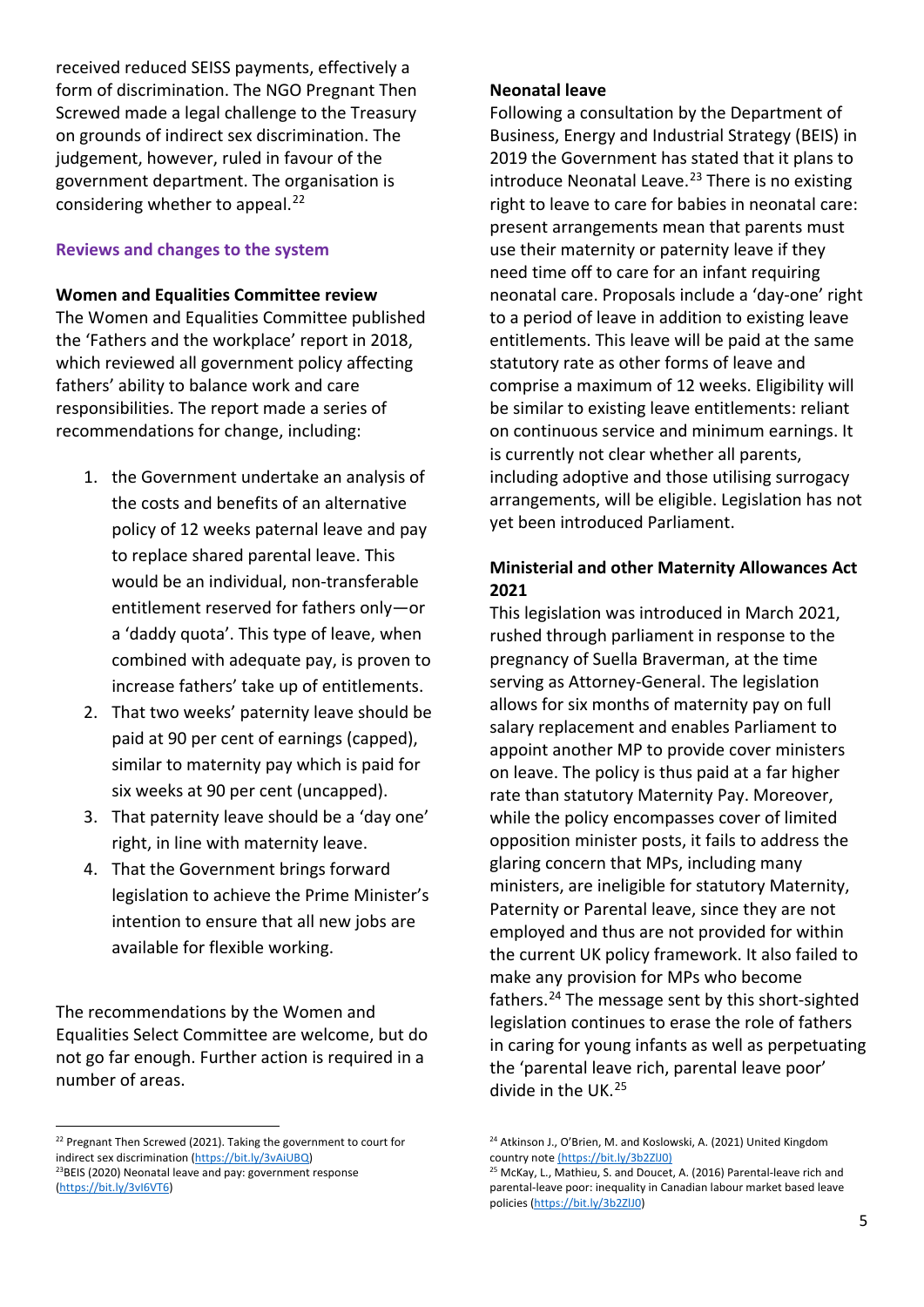received reduced SEISS payments, effectively a form of discrimination. The NGO Pregnant Then Screwed made a legal challenge to the Treasury on grounds of indirect sex discrimination. The judgement, however, ruled in favour of the government department. The organisation is considering whether to appeal.[22]

### Reviews and changes to the system

**Women and Equalities Committee review**

The Women and Equalities Committee published the 'Fathers and the workplace' report in 2018, which reviewed all government policy affecting fathers' ability to balance work and care responsibilities. The report made a series of recommendations for change, including:

1. the Government undertake an analysis of the costs and benefits of an alternative policy of 12 weeks paternal leave and pay to replace shared parental leave. This would be an individual, non-transferable entitlement reserved for fathers only—or a 'daddy quota'. This type of leave, when combined with adequate pay, is proven to increase fathers' take up of entitlements.
2. That two weeks' paternity leave should be paid at 90 per cent of earnings (capped), similar to maternity pay which is paid for six weeks at 90 per cent (uncapped).
3. That paternity leave should be a 'day one' right, in line with maternity leave.
4. That the Government brings forward legislation to achieve the Prime Minister's intention to ensure that all new jobs are available for flexible working.

The recommendations by the Women and Equalities Select Committee are welcome, but do not go far enough. Further action is required in a number of areas.

**Neonatal leave**

Following a consultation by the Department of Business, Energy and Industrial Strategy (BEIS) in 2019 the Government has stated that it plans to introduce Neonatal Leave.[23] There is no existing right to leave to care for babies in neonatal care: present arrangements mean that parents must use their maternity or paternity leave if they need time off to care for an infant requiring neonatal care. Proposals include a 'day-one' right to a period of leave in addition to existing leave entitlements. This leave will be paid at the same statutory rate as other forms of leave and comprise a maximum of 12 weeks. Eligibility will be similar to existing leave entitlements: reliant on continuous service and minimum earnings. It is currently not clear whether all parents, including adoptive and those utilising surrogacy arrangements, will be eligible. Legislation has not yet been introduced Parliament.

**Ministerial and other Maternity Allowances Act 2021**

This legislation was introduced in March 2021, rushed through parliament in response to the pregnancy of Suella Braverman, at the time serving as Attorney-General. The legislation allows for six months of maternity pay on full salary replacement and enables Parliament to appoint another MP to provide cover ministers on leave. The policy is thus paid at a far higher rate than statutory Maternity Pay. Moreover, while the policy encompasses cover of limited opposition minister posts, it fails to address the glaring concern that MPs, including many ministers, are ineligible for statutory Maternity, Paternity or Parental leave, since they are not employed and thus are not provided for within the current UK policy framework. It also failed to make any provision for MPs who become fathers.[24] The message sent by this short-sighted legislation continues to erase the role of fathers in caring for young infants as well as perpetuating the 'parental leave rich, parental leave poor' divide in the UK.[25]

---

[22] Pregnant Then Screwed (2021). Taking the government to court for indirect sex discrimination (https://bit.ly/3vAiUBQ)

[23] BEIS (2020) Neonatal leave and pay: government response (https://bit.ly/3vI6VT6)

[24] Atkinson J., O'Brien, M. and Koslowski, A. (2021) United Kingdom country note (https://bit.ly/3b2ZlJ0)

[25] McKay, L., Mathieu, S. and Doucet, A. (2016) Parental-leave rich and parental-leave poor: inequality in Canadian labour market based leave policies (https://bit.ly/3b2ZlJ0)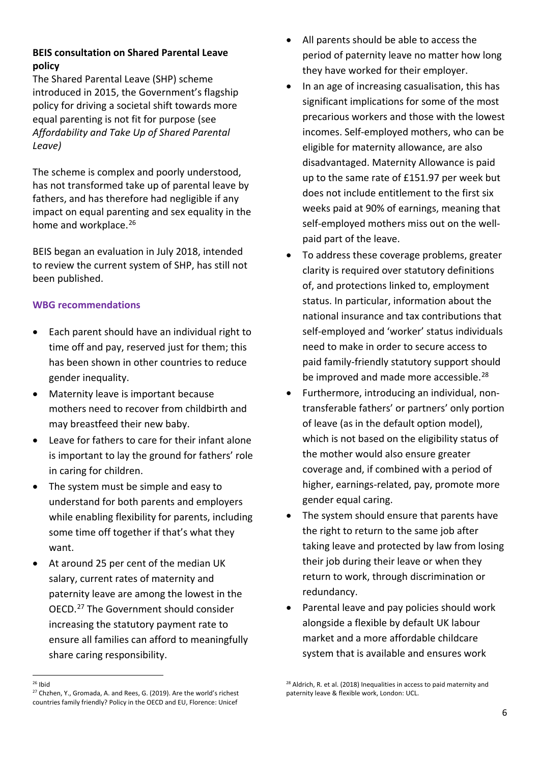**BEIS consultation on Shared Parental Leave policy**

The Shared Parental Leave (SHP) scheme introduced in 2015, the Government's flagship policy for driving a societal shift towards more equal parenting is not fit for purpose (see *Affordability and Take Up of Shared Parental Leave)*

The scheme is complex and poorly understood, has not transformed take up of parental leave by fathers, and has therefore had negligible if any impact on equal parenting and sex equality in the home and workplace.[26]

BEIS began an evaluation in July 2018, intended to review the current system of SHP, has still not been published.

### WBG recommendations

- Each parent should have an individual right to time off and pay, reserved just for them; this has been shown in other countries to reduce gender inequality.
- Maternity leave is important because mothers need to recover from childbirth and may breastfeed their new baby.
- Leave for fathers to care for their infant alone is important to lay the ground for fathers' role in caring for children.
- The system must be simple and easy to understand for both parents and employers while enabling flexibility for parents, including some time off together if that's what they want.
- At around 25 per cent of the median UK salary, current rates of maternity and paternity leave are among the lowest in the OECD.[27] The Government should consider increasing the statutory payment rate to ensure all families can afford to meaningfully share caring responsibility.
- All parents should be able to access the period of paternity leave no matter how long they have worked for their employer.
- In an age of increasing casualisation, this has significant implications for some of the most precarious workers and those with the lowest incomes. Self-employed mothers, who can be eligible for maternity allowance, are also disadvantaged. Maternity Allowance is paid up to the same rate of £151.97 per week but does not include entitlement to the first six weeks paid at 90% of earnings, meaning that self-employed mothers miss out on the well-paid part of the leave.
- To address these coverage problems, greater clarity is required over statutory definitions of, and protections linked to, employment status. In particular, information about the national insurance and tax contributions that self-employed and 'worker' status individuals need to make in order to secure access to paid family-friendly statutory support should be improved and made more accessible.[28]
- Furthermore, introducing an individual, non-transferable fathers' or partners' only portion of leave (as in the default option model), which is not based on the eligibility status of the mother would also ensure greater coverage and, if combined with a period of higher, earnings-related, pay, promote more gender equal caring.
- The system should ensure that parents have the right to return to the same job after taking leave and protected by law from losing their job during their leave or when they return to work, through discrimination or redundancy.
- Parental leave and pay policies should work alongside a flexible by default UK labour market and a more affordable childcare system that is available and ensures work

---

[26] Ibid

[27] Chzhen, Y., Gromada, A. and Rees, G. (2019). Are the world's richest countries family friendly? Policy in the OECD and EU, Florence: Unicef

[28] Aldrich, R. et al. (2018) Inequalities in access to paid maternity and paternity leave & flexible work, London: UCL.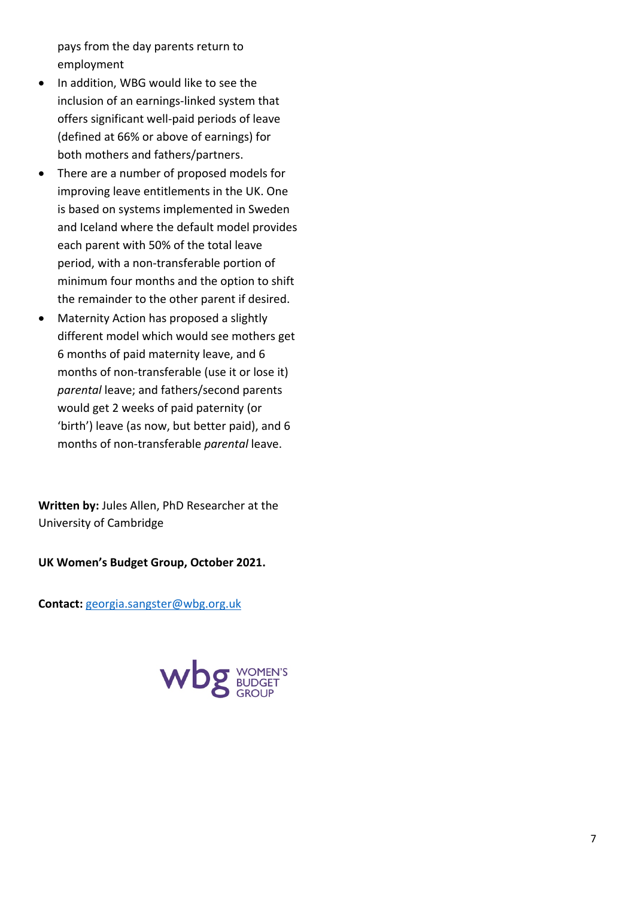pays from the day parents return to employment

- In addition, WBG would like to see the inclusion of an earnings-linked system that offers significant well-paid periods of leave (defined at 66% or above of earnings) for both mothers and fathers/partners.
- There are a number of proposed models for improving leave entitlements in the UK. One is based on systems implemented in Sweden and Iceland where the default model provides each parent with 50% of the total leave period, with a non-transferable portion of minimum four months and the option to shift the remainder to the other parent if desired.
- Maternity Action has proposed a slightly different model which would see mothers get 6 months of paid maternity leave, and 6 months of non-transferable (use it or lose it) *parental* leave; and fathers/second parents would get 2 weeks of paid paternity (or 'birth') leave (as now, but better paid), and 6 months of non-transferable *parental* leave.

**Written by:** Jules Allen, PhD Researcher at the University of Cambridge

**UK Women's Budget Group, October 2021.**

**Contact:** georgia.sangster@wbg.org.uk

wbg WOMEN'S BUDGET GROUP